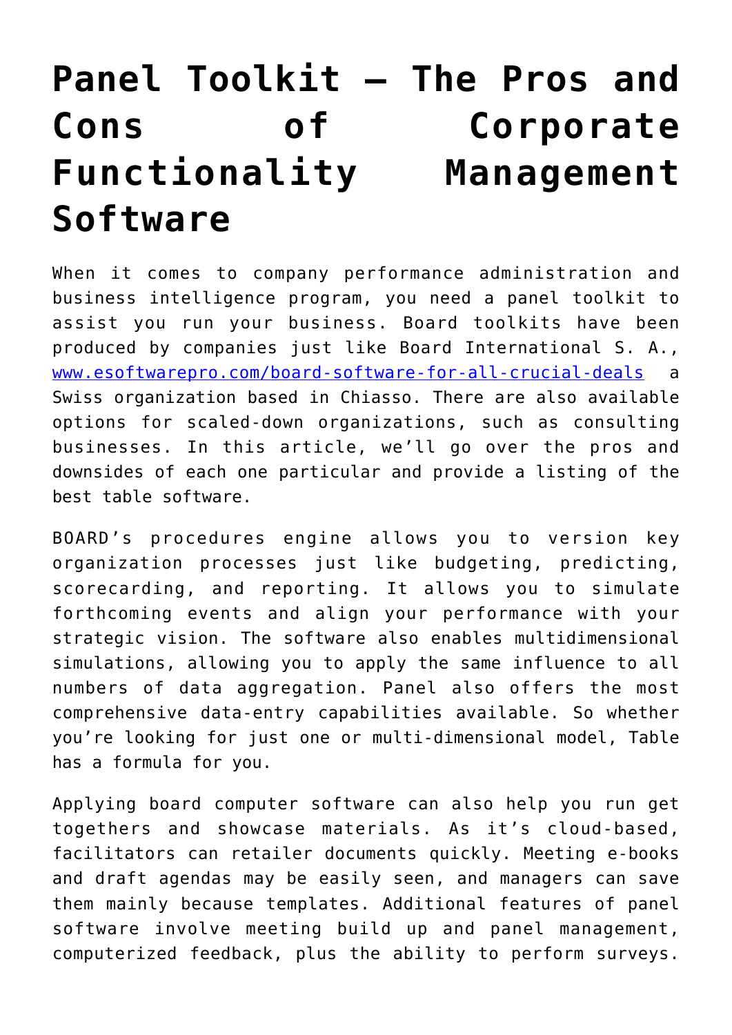# Panel Toolkit – The Pros and Cons of Corporate Functionality Management Software

When it comes to company performance administration and business intelligence program, you need a panel toolkit to assist you run your business. Board toolkits have been produced by companies just like Board International S. A., www.esoftwarepro.com/board-software-for-all-crucial-deals a Swiss organization based in Chiasso. There are also available options for scaled-down organizations, such as consulting businesses. In this article, we'll go over the pros and downsides of each one particular and provide a listing of the best table software.

BOARD's procedures engine allows you to version key organization processes just like budgeting, predicting, scorecarding, and reporting. It allows you to simulate forthcoming events and align your performance with your strategic vision. The software also enables multidimensional simulations, allowing you to apply the same influence to all numbers of data aggregation. Panel also offers the most comprehensive data-entry capabilities available. So whether you're looking for just one or multi-dimensional model, Table has a formula for you.

Applying board computer software can also help you run get togethers and showcase materials. As it's cloud-based, facilitators can retailer documents quickly. Meeting e-books and draft agendas may be easily seen, and managers can save them mainly because templates. Additional features of panel software involve meeting build up and panel management, computerized feedback, plus the ability to perform surveys.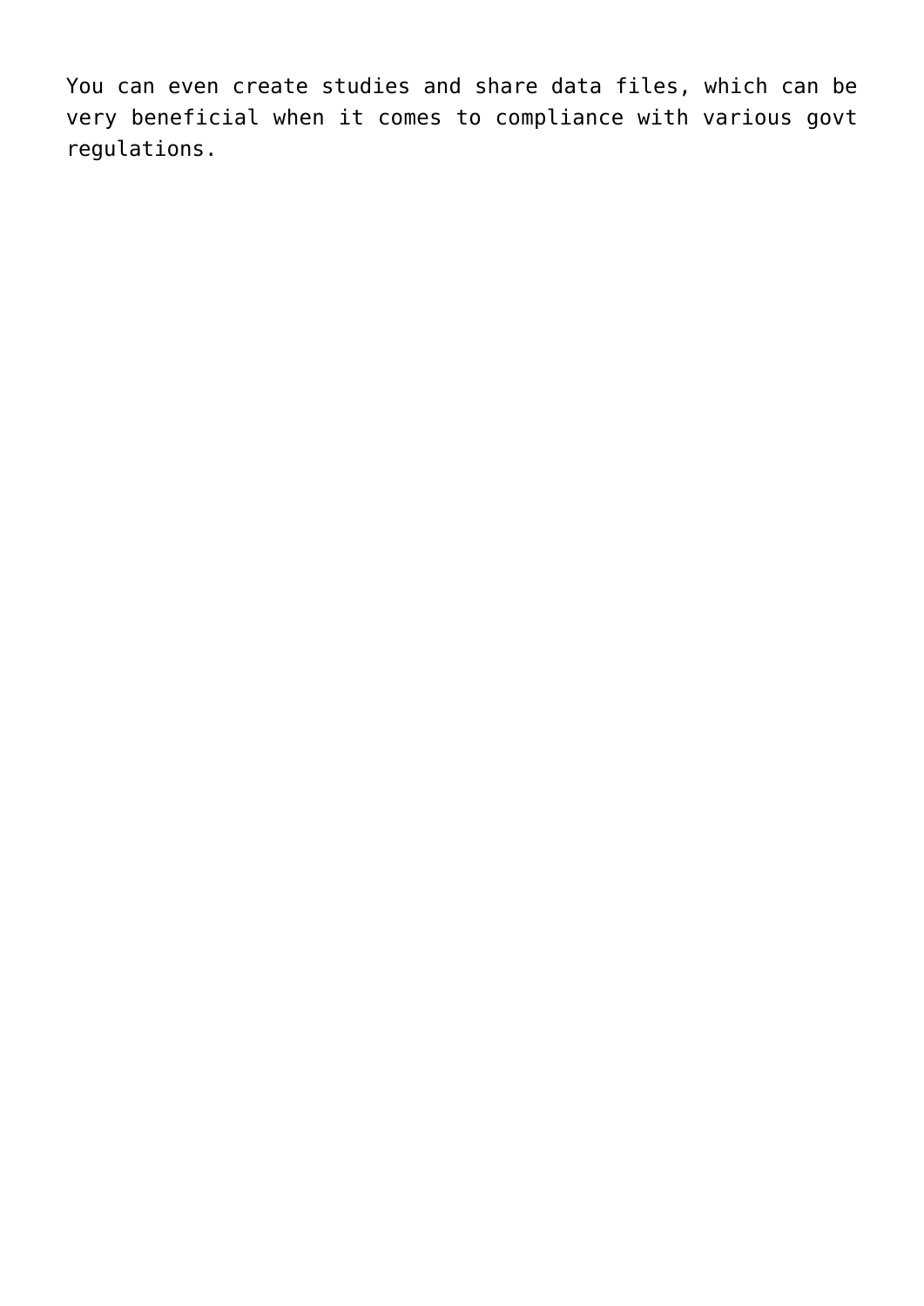You can even create studies and share data files, which can be very beneficial when it comes to compliance with various govt regulations.